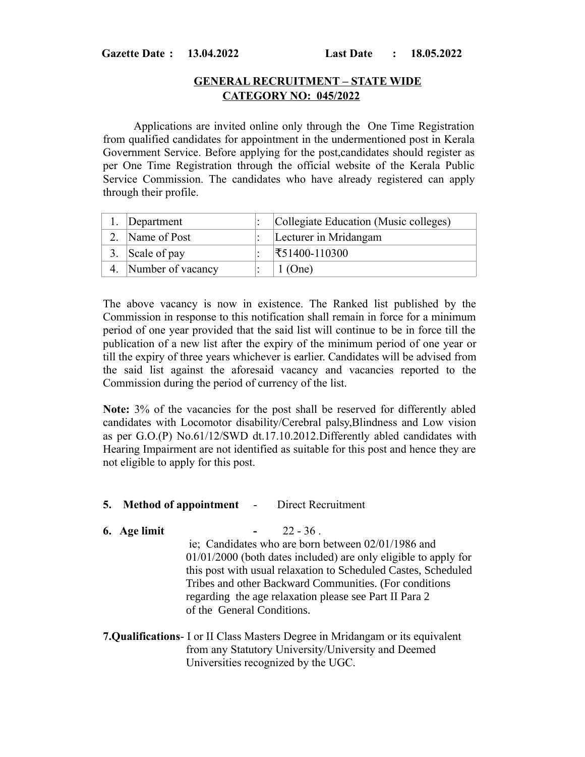**Gazette Date : 13.04.2022 Last Date : 18.05.2022**

## GENERAL RECRUITMENT – STATE WIDE
## CATEGORY NO: 045/2022

Applications are invited online only through the One Time Registration from qualified candidates for appointment in the undermentioned post in Kerala Government Service. Before applying for the post,candidates should register as per One Time Registration through the official website of the Kerala Public Service Commission. The candidates who have already registered can apply through their profile.

| | | | |
|---|---|---|---|
| 1. | Department | : | Collegiate Education (Music colleges) |
| 2. | Name of Post | : | Lecturer in Mridangam |
| 3. | Scale of pay | : | ₹51400-110300 |
| 4. | Number of vacancy | : | 1 (One) |

The above vacancy is now in existence. The Ranked list published by the Commission in response to this notification shall remain in force for a minimum period of one year provided that the said list will continue to be in force till the publication of a new list after the expiry of the minimum period of one year or till the expiry of three years whichever is earlier. Candidates will be advised from the said list against the aforesaid vacancy and vacancies reported to the Commission during the period of currency of the list.

**Note:** 3% of the vacancies for the post shall be reserved for differently abled candidates with Locomotor disability/Cerebral palsy,Blindness and Low vision as per G.O.(P) No.61/12/SWD dt.17.10.2012.Differently abled candidates with Hearing Impairment are not identified as suitable for this post and hence they are not eligible to apply for this post.

**5. Method of appointment** - Direct Recruitment

**6. Age limit** - 22 - 36 .
ie; Candidates who are born between 02/01/1986 and 01/01/2000 (both dates included) are only eligible to apply for this post with usual relaxation to Scheduled Castes, Scheduled Tribes and other Backward Communities. (For conditions regarding the age relaxation please see Part II Para 2 of the General Conditions.

**7.Qualifications**- I or II Class Masters Degree in Mridangam or its equivalent from any Statutory University/University and Deemed Universities recognized by the UGC.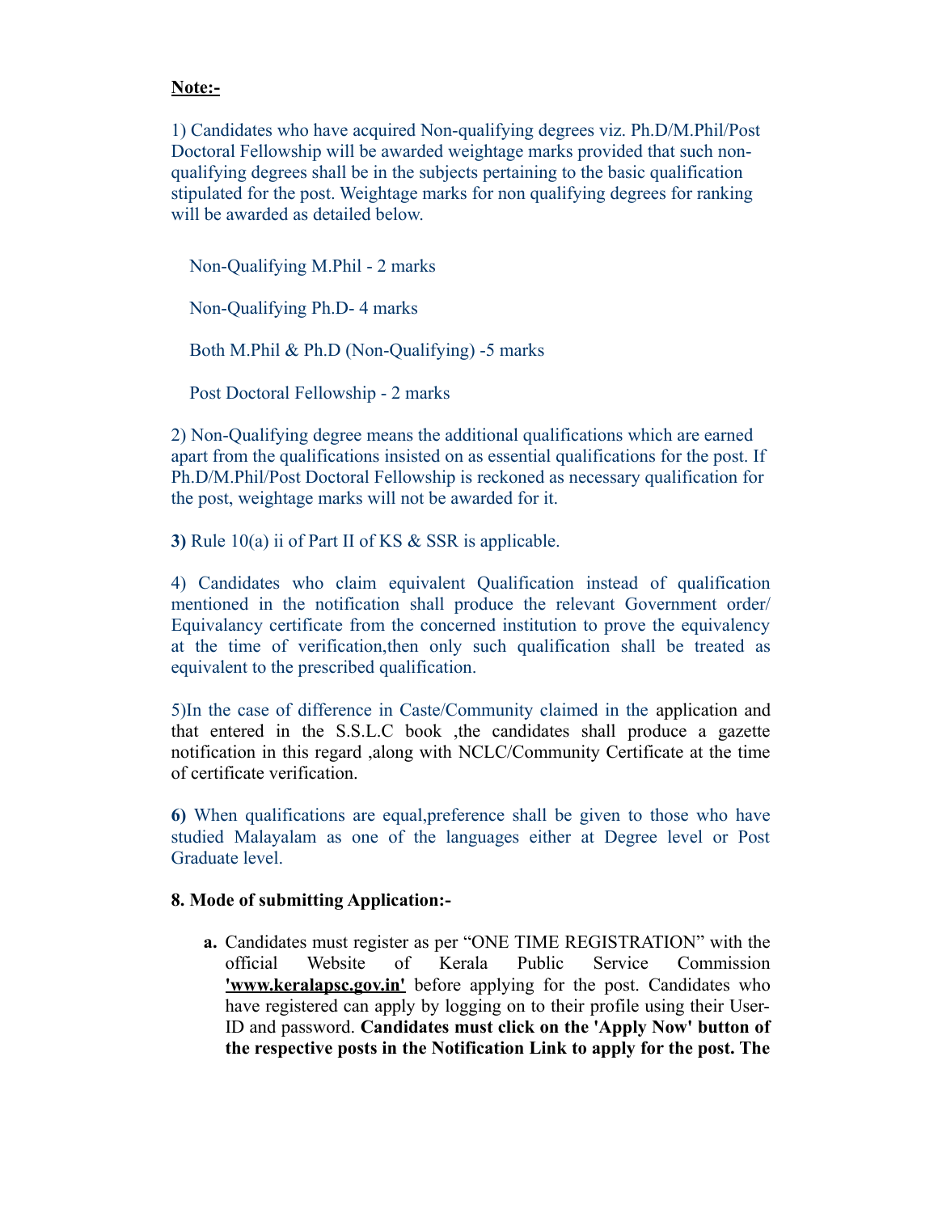**Note:-**

1) Candidates who have acquired Non-qualifying degrees viz. Ph.D/M.Phil/Post Doctoral Fellowship will be awarded weightage marks provided that such non-qualifying degrees shall be in the subjects pertaining to the basic qualification stipulated for the post. Weightage marks for non qualifying degrees for ranking will be awarded as detailed below.

Non-Qualifying M.Phil - 2 marks

Non-Qualifying Ph.D- 4 marks

Both M.Phil & Ph.D (Non-Qualifying) -5 marks

Post Doctoral Fellowship - 2 marks

2) Non-Qualifying degree means the additional qualifications which are earned apart from the qualifications insisted on as essential qualifications for the post. If Ph.D/M.Phil/Post Doctoral Fellowship is reckoned as necessary qualification for the post, weightage marks will not be awarded for it.

**3)** Rule 10(a) ii of Part II of KS & SSR is applicable.

4) Candidates who claim equivalent Qualification instead of qualification mentioned in the notification shall produce the relevant Government order/ Equivalancy certificate from the concerned institution to prove the equivalency at the time of verification,then only such qualification shall be treated as equivalent to the prescribed qualification.

5)In the case of difference in Caste/Community claimed in the application and that entered in the S.S.L.C book ,the candidates shall produce a gazette notification in this regard ,along with NCLC/Community Certificate at the time of certificate verification.

**6)** When qualifications are equal,preference shall be given to those who have studied Malayalam as one of the languages either at Degree level or Post Graduate level.

**8. Mode of submitting Application:-**

**a.** Candidates must register as per "ONE TIME REGISTRATION" with the official Website of Kerala Public Service Commission **'www.keralapsc.gov.in'** before applying for the post. Candidates who have registered can apply by logging on to their profile using their User-ID and password. **Candidates must click on the 'Apply Now' button of the respective posts in the Notification Link to apply for the post. The**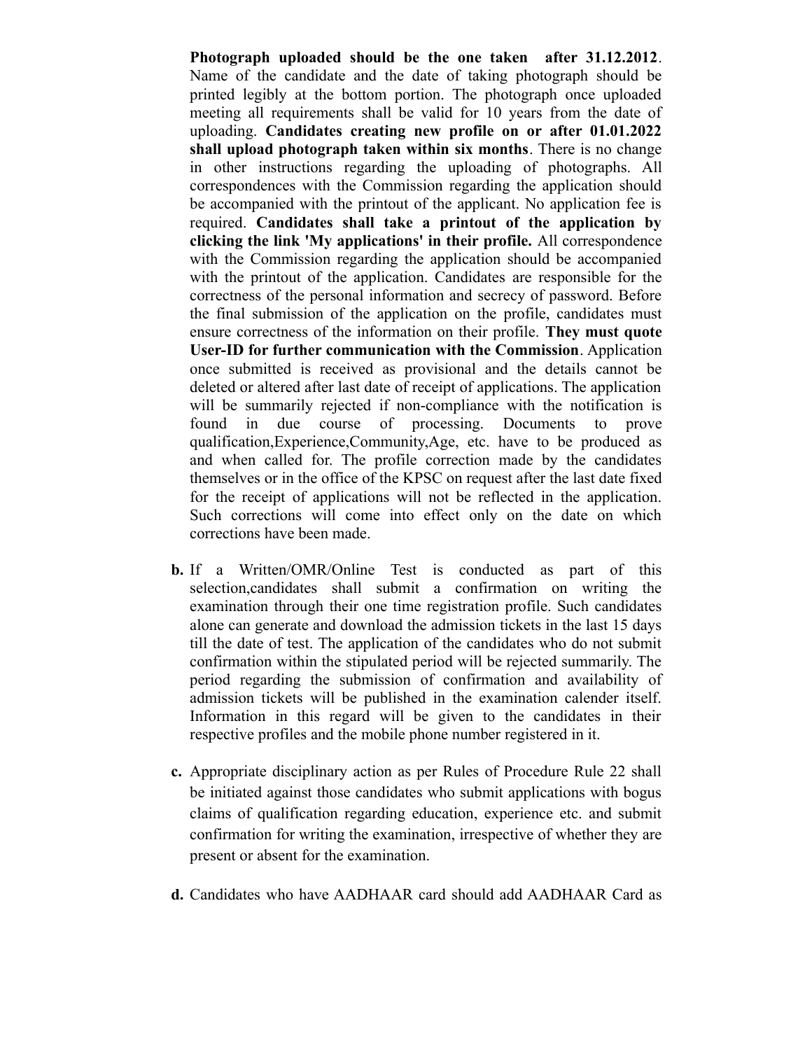**Photograph uploaded should be the one taken after 31.12.2012**. Name of the candidate and the date of taking photograph should be printed legibly at the bottom portion. The photograph once uploaded meeting all requirements shall be valid for 10 years from the date of uploading. **Candidates creating new profile on or after 01.01.2022 shall upload photograph taken within six months**. There is no change in other instructions regarding the uploading of photographs. All correspondences with the Commission regarding the application should be accompanied with the printout of the applicant. No application fee is required. **Candidates shall take a printout of the application by clicking the link 'My applications' in their profile.** All correspondence with the Commission regarding the application should be accompanied with the printout of the application. Candidates are responsible for the correctness of the personal information and secrecy of password. Before the final submission of the application on the profile, candidates must ensure correctness of the information on their profile. **They must quote User-ID for further communication with the Commission**. Application once submitted is received as provisional and the details cannot be deleted or altered after last date of receipt of applications. The application will be summarily rejected if non-compliance with the notification is found in due course of processing. Documents to prove qualification,Experience,Community,Age, etc. have to be produced as and when called for. The profile correction made by the candidates themselves or in the office of the KPSC on request after the last date fixed for the receipt of applications will not be reflected in the application. Such corrections will come into effect only on the date on which corrections have been made.

**b.** If a Written/OMR/Online Test is conducted as part of this selection,candidates shall submit a confirmation on writing the examination through their one time registration profile. Such candidates alone can generate and download the admission tickets in the last 15 days till the date of test. The application of the candidates who do not submit confirmation within the stipulated period will be rejected summarily. The period regarding the submission of confirmation and availability of admission tickets will be published in the examination calender itself. Information in this regard will be given to the candidates in their respective profiles and the mobile phone number registered in it.

**c.** Appropriate disciplinary action as per Rules of Procedure Rule 22 shall be initiated against those candidates who submit applications with bogus claims of qualification regarding education, experience etc. and submit confirmation for writing the examination, irrespective of whether they are present or absent for the examination.

**d.** Candidates who have AADHAAR card should add AADHAAR Card as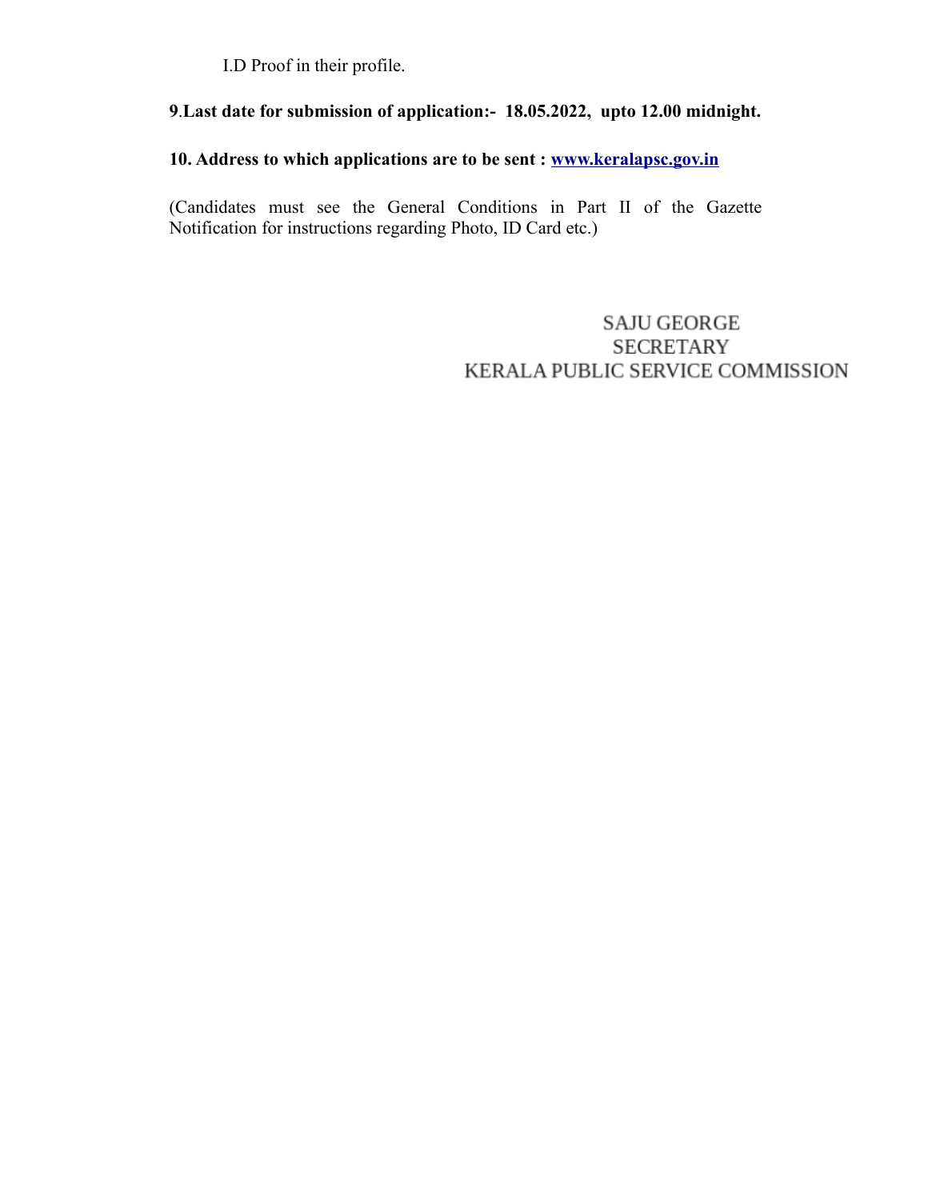I.D Proof in their profile.

**9.Last date for submission of application:- 18.05.2022, upto 12.00 midnight.**

**10. Address to which applications are to be sent : www.keralapsc.gov.in**

(Candidates must see the General Conditions in Part II of the Gazette Notification for instructions regarding Photo, ID Card etc.)

SAJU GEORGE
SECRETARY
KERALA PUBLIC SERVICE COMMISSION